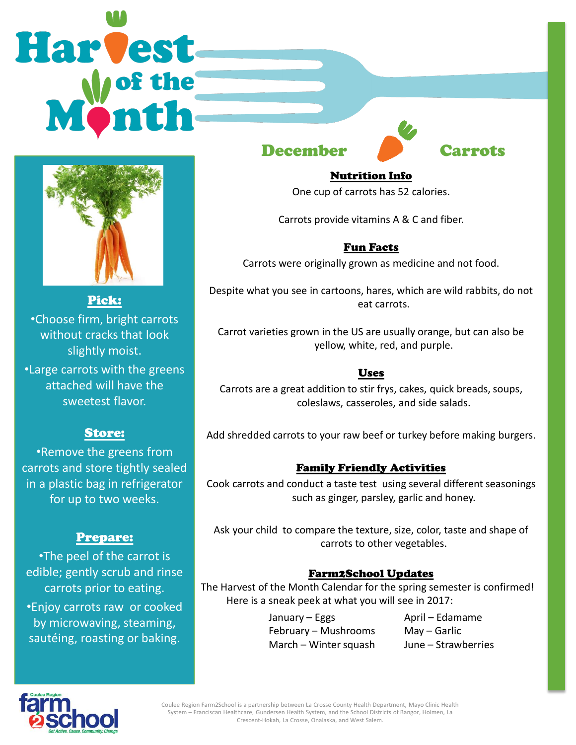# Harvest of the Month

## December — Carrots

### Pick:

- Choose firm, bright carrots without cracks that look slightly moist.
- Large carrots with the greens attached will have the sweetest flavor.

### Store:

- Remove the greens from carrots and store tightly sealed in a plastic bag in refrigerator for up to two weeks.

### Prepare:

- The peel of the carrot is edible; gently scrub and rinse carrots prior to eating.
- Enjoy carrots raw or cooked by microwaving, steaming, sautéing, roasting or baking.

### Nutrition Info

One cup of carrots has 52 calories.

Carrots provide vitamins A & C and fiber.

### Fun Facts

Carrots were originally grown as medicine and not food.

Despite what you see in cartoons, hares, which are wild rabbits, do not eat carrots.

Carrot varieties grown in the US are usually orange, but can also be yellow, white, red, and purple.

### Uses

Carrots are a great addition to stir frys, cakes, quick breads, soups, coleslaws, casseroles, and side salads.

Add shredded carrots to your raw beef or turkey before making burgers.

### Family Friendly Activities

Cook carrots and conduct a taste test using several different seasonings such as ginger, parsley, garlic and honey.

Ask your child to compare the texture, size, color, taste and shape of carrots to other vegetables.

### Farm2School Updates

The Harvest of the Month Calendar for the spring semester is confirmed! Here is a sneak peek at what you will see in 2017:

- January – Eggs
- February – Mushrooms
- March – Winter squash
- April – Edamame
- May – Garlic
- June – Strawberries

Coulee Region Farm2School — Get Active. Cause. Community. Change.

Coulee Region Farm2School is a partnership between La Crosse County Health Department, Mayo Clinic Health System – Franciscan Healthcare, Gundersen Health System, and the School Districts of Bangor, Holmen, La Crescent-Hokah, La Crosse, Onalaska, and West Salem.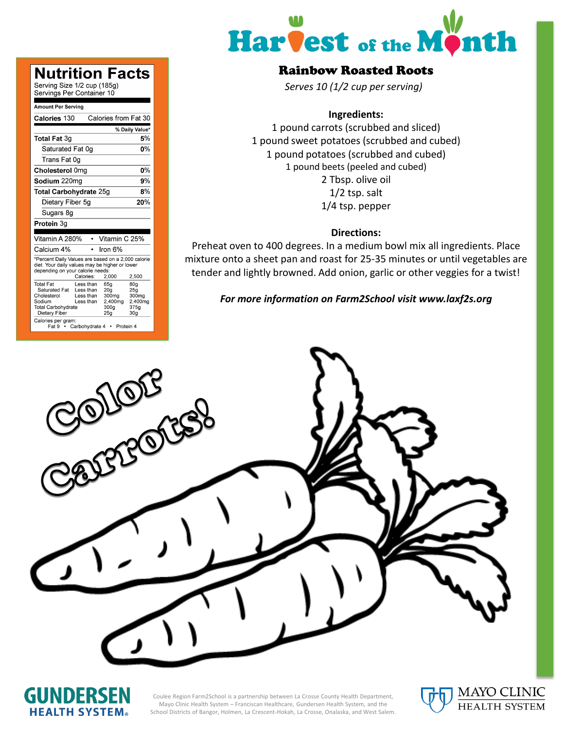# Harvest of the Month

## Rainbow Roasted Roots

*Serves 10 (1/2 cup per serving)*

**Ingredients:**

1 pound carrots (scrubbed and sliced)
1 pound sweet potatoes (scrubbed and cubed)
1 pound potatoes (scrubbed and cubed)
1 pound beets (peeled and cubed)
2 Tbsp. olive oil
1/2 tsp. salt
1/4 tsp. pepper

**Directions:**

Preheat oven to 400 degrees. In a medium bowl mix all ingredients. Place mixture onto a sheet pan and roast for 25-35 minutes or until vegetables are tender and lightly browned. Add onion, garlic or other veggies for a twist!

***For more information on Farm2School visit www.laxf2s.org***

## Nutrition Facts

Serving Size 1/2 cup (185g)
Servings Per Container 10

**Amount Per Serving**

**Calories** 130 — Calories from Fat 30

| | % Daily Value* |
|---|---|
| **Total Fat** 3g | 5% |
| Saturated Fat 0g | 0% |
| Trans Fat 0g | |
| **Cholesterol** 0mg | 0% |
| **Sodium** 220mg | 9% |
| **Total Carbohydrate** 25g | 8% |
| Dietary Fiber 5g | 20% |
| Sugars 8g | |
| **Protein** 3g | |

Vitamin A 280% • Vitamin C 25%
Calcium 4% • Iron 6%

*Percent Daily Values are based on a 2,000 calorie diet. Your daily values may be higher or lower depending on your calorie needs:

| | | Calories: 2,000 | 2,500 |
|---|---|---|---|
| Total Fat | Less than | 65g | 80g |
| Saturated Fat | Less than | 20g | 25g |
| Cholesterol | Less than | 300mg | 300mg |
| Sodium | Less than | 2,400mg | 2,400mg |
| Total Carbohydrate | | 300g | 375g |
| Dietary Fiber | | 25g | 30g |

Calories per gram:
Fat 9 • Carbohydrate 4 • Protein 4

**Color Carrots!**

GUNDERSEN HEALTH SYSTEM

Coulee Region Farm2School is a partnership between La Crosse County Health Department, Mayo Clinic Health System – Franciscan Healthcare, Gundersen Health System, and the School Districts of Bangor, Holmen, La Crescent-Hokah, La Crosse, Onalaska, and West Salem.

MAYO CLINIC HEALTH SYSTEM